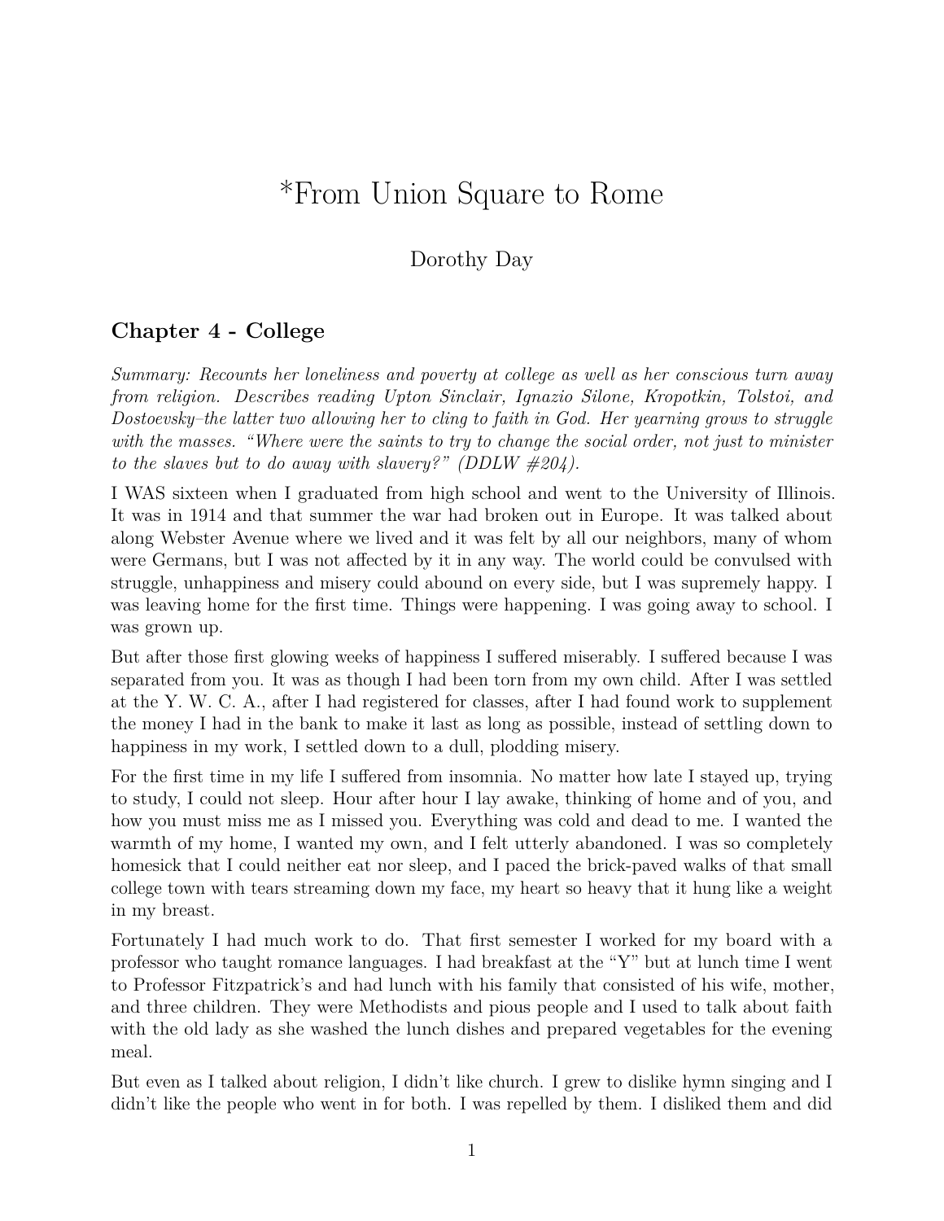# *From Union Square to Rome

Dorothy Day

## Chapter 4 - College

*Summary: Recounts her loneliness and poverty at college as well as her conscious turn away from religion. Describes reading Upton Sinclair, Ignazio Silone, Kropotkin, Tolstoi, and Dostoevsky–the latter two allowing her to cling to faith in God. Her yearning grows to struggle with the masses. "Where were the saints to try to change the social order, not just to minister to the slaves but to do away with slavery?" (DDLW #204).*

I WAS sixteen when I graduated from high school and went to the University of Illinois. It was in 1914 and that summer the war had broken out in Europe. It was talked about along Webster Avenue where we lived and it was felt by all our neighbors, many of whom were Germans, but I was not affected by it in any way. The world could be convulsed with struggle, unhappiness and misery could abound on every side, but I was supremely happy. I was leaving home for the first time. Things were happening. I was going away to school. I was grown up.

But after those first glowing weeks of happiness I suffered miserably. I suffered because I was separated from you. It was as though I had been torn from my own child. After I was settled at the Y. W. C. A., after I had registered for classes, after I had found work to supplement the money I had in the bank to make it last as long as possible, instead of settling down to happiness in my work, I settled down to a dull, plodding misery.

For the first time in my life I suffered from insomnia. No matter how late I stayed up, trying to study, I could not sleep. Hour after hour I lay awake, thinking of home and of you, and how you must miss me as I missed you. Everything was cold and dead to me. I wanted the warmth of my home, I wanted my own, and I felt utterly abandoned. I was so completely homesick that I could neither eat nor sleep, and I paced the brick-paved walks of that small college town with tears streaming down my face, my heart so heavy that it hung like a weight in my breast.

Fortunately I had much work to do. That first semester I worked for my board with a professor who taught romance languages. I had breakfast at the "Y" but at lunch time I went to Professor Fitzpatrick's and had lunch with his family that consisted of his wife, mother, and three children. They were Methodists and pious people and I used to talk about faith with the old lady as she washed the lunch dishes and prepared vegetables for the evening meal.

But even as I talked about religion, I didn't like church. I grew to dislike hymn singing and I didn't like the people who went in for both. I was repelled by them. I disliked them and did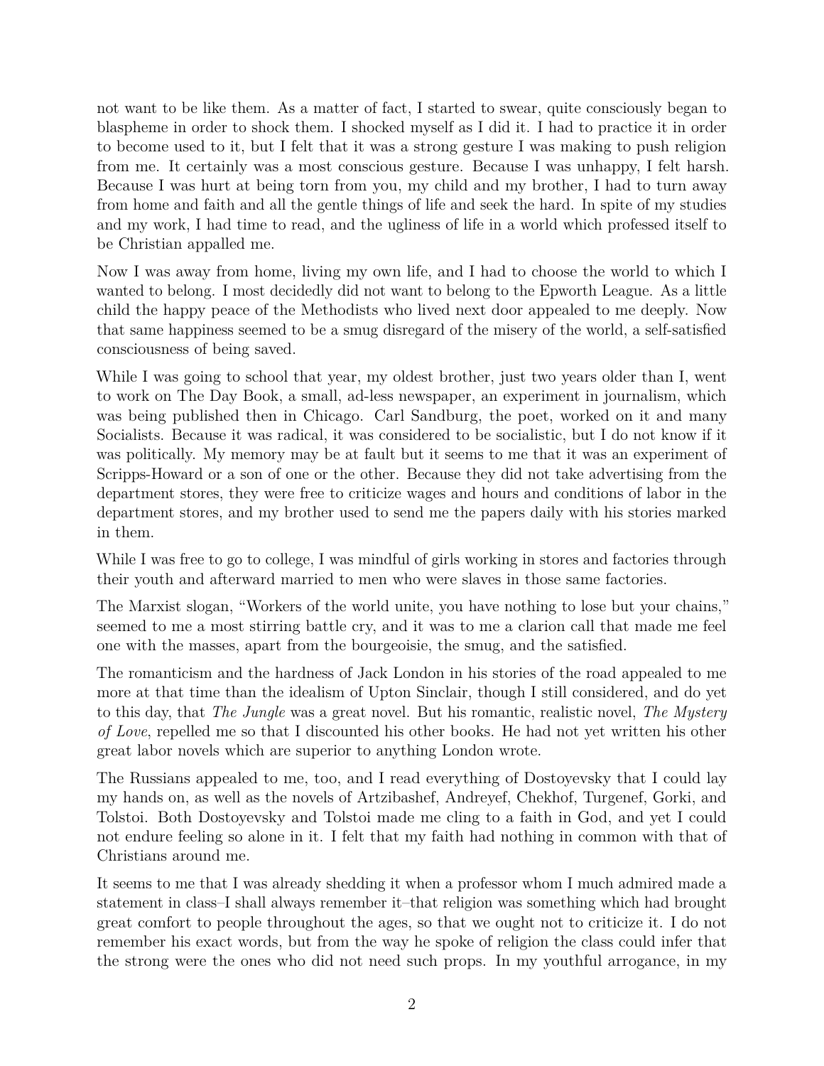not want to be like them. As a matter of fact, I started to swear, quite consciously began to blaspheme in order to shock them. I shocked myself as I did it. I had to practice it in order to become used to it, but I felt that it was a strong gesture I was making to push religion from me. It certainly was a most conscious gesture. Because I was unhappy, I felt harsh. Because I was hurt at being torn from you, my child and my brother, I had to turn away from home and faith and all the gentle things of life and seek the hard. In spite of my studies and my work, I had time to read, and the ugliness of life in a world which professed itself to be Christian appalled me.

Now I was away from home, living my own life, and I had to choose the world to which I wanted to belong. I most decidedly did not want to belong to the Epworth League. As a little child the happy peace of the Methodists who lived next door appealed to me deeply. Now that same happiness seemed to be a smug disregard of the misery of the world, a self-satisfied consciousness of being saved.

While I was going to school that year, my oldest brother, just two years older than I, went to work on The Day Book, a small, ad-less newspaper, an experiment in journalism, which was being published then in Chicago. Carl Sandburg, the poet, worked on it and many Socialists. Because it was radical, it was considered to be socialistic, but I do not know if it was politically. My memory may be at fault but it seems to me that it was an experiment of Scripps-Howard or a son of one or the other. Because they did not take advertising from the department stores, they were free to criticize wages and hours and conditions of labor in the department stores, and my brother used to send me the papers daily with his stories marked in them.

While I was free to go to college, I was mindful of girls working in stores and factories through their youth and afterward married to men who were slaves in those same factories.

The Marxist slogan, "Workers of the world unite, you have nothing to lose but your chains," seemed to me a most stirring battle cry, and it was to me a clarion call that made me feel one with the masses, apart from the bourgeoisie, the smug, and the satisfied.

The romanticism and the hardness of Jack London in his stories of the road appealed to me more at that time than the idealism of Upton Sinclair, though I still considered, and do yet to this day, that *The Jungle* was a great novel. But his romantic, realistic novel, *The Mystery of Love*, repelled me so that I discounted his other books. He had not yet written his other great labor novels which are superior to anything London wrote.

The Russians appealed to me, too, and I read everything of Dostoyevsky that I could lay my hands on, as well as the novels of Artzibashef, Andreyef, Chekhof, Turgenef, Gorki, and Tolstoi. Both Dostoyevsky and Tolstoi made me cling to a faith in God, and yet I could not endure feeling so alone in it. I felt that my faith had nothing in common with that of Christians around me.

It seems to me that I was already shedding it when a professor whom I much admired made a statement in class–I shall always remember it–that religion was something which had brought great comfort to people throughout the ages, so that we ought not to criticize it. I do not remember his exact words, but from the way he spoke of religion the class could infer that the strong were the ones who did not need such props. In my youthful arrogance, in my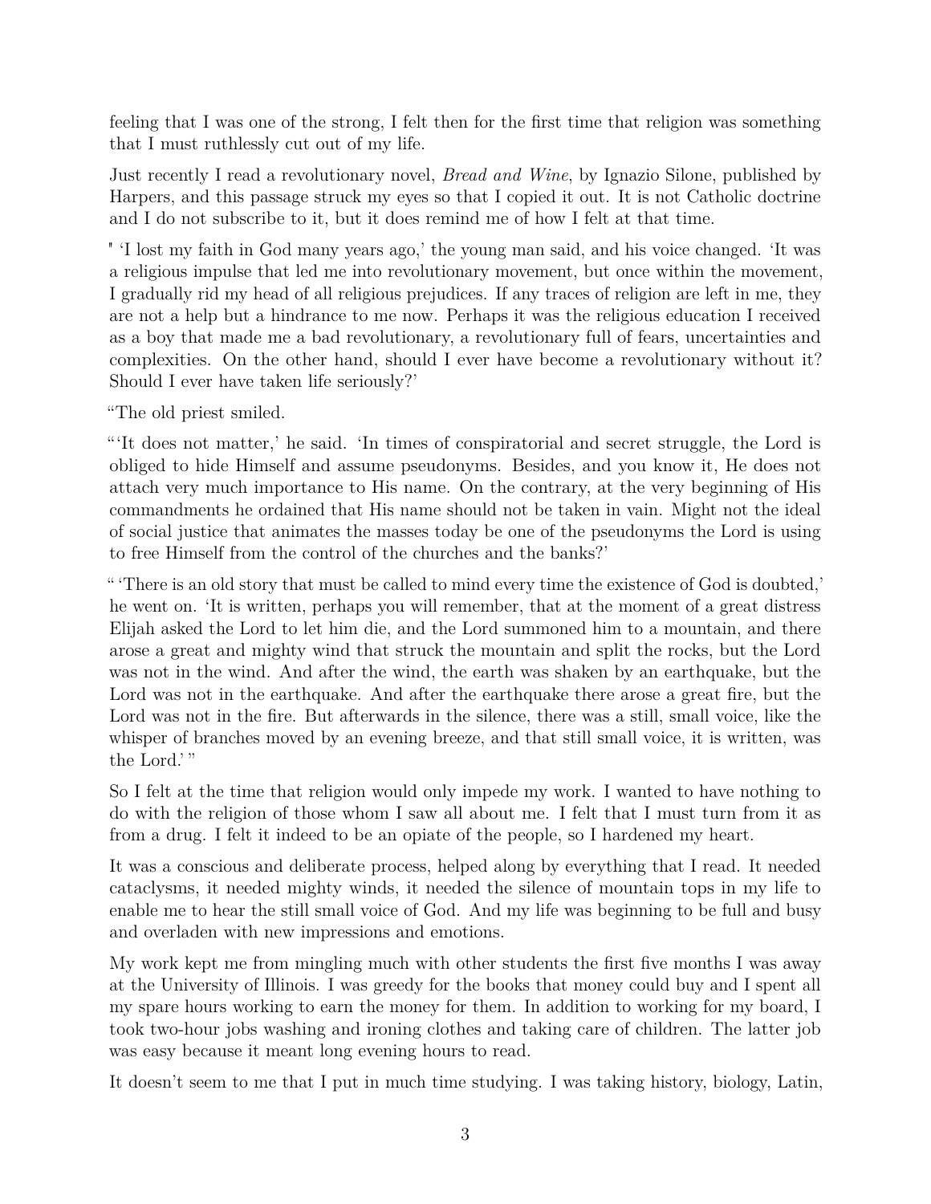feeling that I was one of the strong, I felt then for the first time that religion was something that I must ruthlessly cut out of my life.

Just recently I read a revolutionary novel, *Bread and Wine*, by Ignazio Silone, published by Harpers, and this passage struck my eyes so that I copied it out. It is not Catholic doctrine and I do not subscribe to it, but it does remind me of how I felt at that time.

" 'I lost my faith in God many years ago,' the young man said, and his voice changed. 'It was a religious impulse that led me into revolutionary movement, but once within the movement, I gradually rid my head of all religious prejudices. If any traces of religion are left in me, they are not a help but a hindrance to me now. Perhaps it was the religious education I received as a boy that made me a bad revolutionary, a revolutionary full of fears, uncertainties and complexities. On the other hand, should I ever have become a revolutionary without it? Should I ever have taken life seriously?'

"The old priest smiled.

"'It does not matter,' he said. 'In times of conspiratorial and secret struggle, the Lord is obliged to hide Himself and assume pseudonyms. Besides, and you know it, He does not attach very much importance to His name. On the contrary, at the very beginning of His commandments he ordained that His name should not be taken in vain. Might not the ideal of social justice that animates the masses today be one of the pseudonyms the Lord is using to free Himself from the control of the churches and the banks?'

" 'There is an old story that must be called to mind every time the existence of God is doubted,' he went on. 'It is written, perhaps you will remember, that at the moment of a great distress Elijah asked the Lord to let him die, and the Lord summoned him to a mountain, and there arose a great and mighty wind that struck the mountain and split the rocks, but the Lord was not in the wind. And after the wind, the earth was shaken by an earthquake, but the Lord was not in the earthquake. And after the earthquake there arose a great fire, but the Lord was not in the fire. But afterwards in the silence, there was a still, small voice, like the whisper of branches moved by an evening breeze, and that still small voice, it is written, was the Lord.' "

So I felt at the time that religion would only impede my work. I wanted to have nothing to do with the religion of those whom I saw all about me. I felt that I must turn from it as from a drug. I felt it indeed to be an opiate of the people, so I hardened my heart.

It was a conscious and deliberate process, helped along by everything that I read. It needed cataclysms, it needed mighty winds, it needed the silence of mountain tops in my life to enable me to hear the still small voice of God. And my life was beginning to be full and busy and overladen with new impressions and emotions.

My work kept me from mingling much with other students the first five months I was away at the University of Illinois. I was greedy for the books that money could buy and I spent all my spare hours working to earn the money for them. In addition to working for my board, I took two-hour jobs washing and ironing clothes and taking care of children. The latter job was easy because it meant long evening hours to read.

It doesn't seem to me that I put in much time studying. I was taking history, biology, Latin,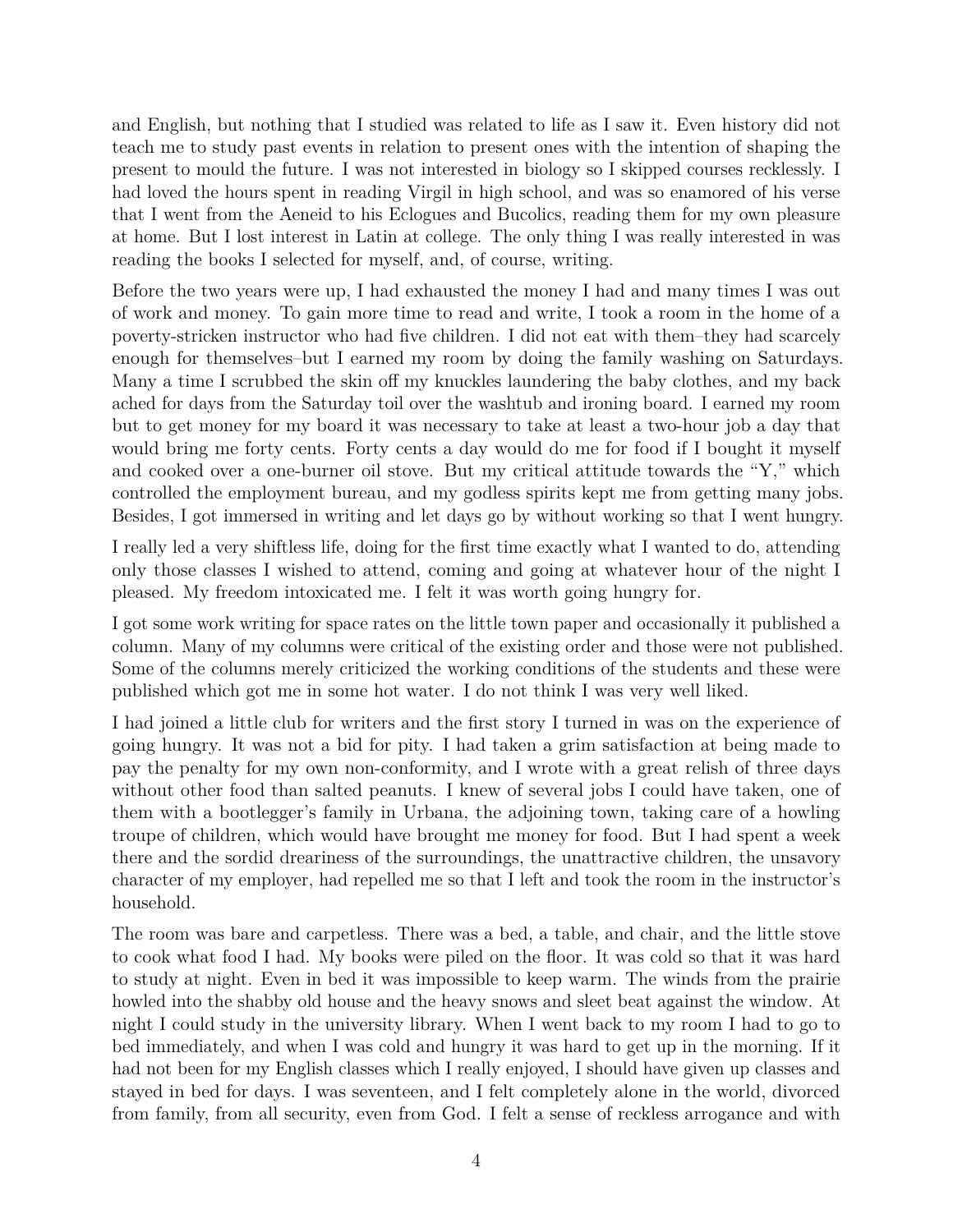and English, but nothing that I studied was related to life as I saw it. Even history did not teach me to study past events in relation to present ones with the intention of shaping the present to mould the future. I was not interested in biology so I skipped courses recklessly. I had loved the hours spent in reading Virgil in high school, and was so enamored of his verse that I went from the Aeneid to his Eclogues and Bucolics, reading them for my own pleasure at home. But I lost interest in Latin at college. The only thing I was really interested in was reading the books I selected for myself, and, of course, writing.

Before the two years were up, I had exhausted the money I had and many times I was out of work and money. To gain more time to read and write, I took a room in the home of a poverty-stricken instructor who had five children. I did not eat with them–they had scarcely enough for themselves–but I earned my room by doing the family washing on Saturdays. Many a time I scrubbed the skin off my knuckles laundering the baby clothes, and my back ached for days from the Saturday toil over the washtub and ironing board. I earned my room but to get money for my board it was necessary to take at least a two-hour job a day that would bring me forty cents. Forty cents a day would do me for food if I bought it myself and cooked over a one-burner oil stove. But my critical attitude towards the "Y," which controlled the employment bureau, and my godless spirits kept me from getting many jobs. Besides, I got immersed in writing and let days go by without working so that I went hungry.

I really led a very shiftless life, doing for the first time exactly what I wanted to do, attending only those classes I wished to attend, coming and going at whatever hour of the night I pleased. My freedom intoxicated me. I felt it was worth going hungry for.

I got some work writing for space rates on the little town paper and occasionally it published a column. Many of my columns were critical of the existing order and those were not published. Some of the columns merely criticized the working conditions of the students and these were published which got me in some hot water. I do not think I was very well liked.

I had joined a little club for writers and the first story I turned in was on the experience of going hungry. It was not a bid for pity. I had taken a grim satisfaction at being made to pay the penalty for my own non-conformity, and I wrote with a great relish of three days without other food than salted peanuts. I knew of several jobs I could have taken, one of them with a bootlegger's family in Urbana, the adjoining town, taking care of a howling troupe of children, which would have brought me money for food. But I had spent a week there and the sordid dreariness of the surroundings, the unattractive children, the unsavory character of my employer, had repelled me so that I left and took the room in the instructor's household.

The room was bare and carpetless. There was a bed, a table, and chair, and the little stove to cook what food I had. My books were piled on the floor. It was cold so that it was hard to study at night. Even in bed it was impossible to keep warm. The winds from the prairie howled into the shabby old house and the heavy snows and sleet beat against the window. At night I could study in the university library. When I went back to my room I had to go to bed immediately, and when I was cold and hungry it was hard to get up in the morning. If it had not been for my English classes which I really enjoyed, I should have given up classes and stayed in bed for days. I was seventeen, and I felt completely alone in the world, divorced from family, from all security, even from God. I felt a sense of reckless arrogance and with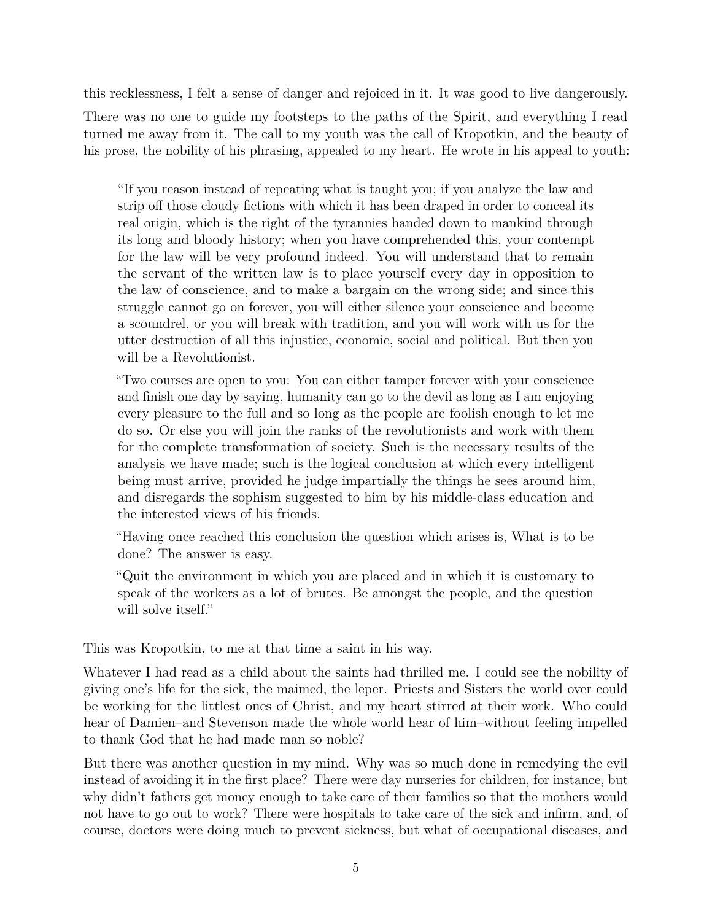this recklessness, I felt a sense of danger and rejoiced in it. It was good to live dangerously.

There was no one to guide my footsteps to the paths of the Spirit, and everything I read turned me away from it. The call to my youth was the call of Kropotkin, and the beauty of his prose, the nobility of his phrasing, appealed to my heart. He wrote in his appeal to youth:

> "If you reason instead of repeating what is taught you; if you analyze the law and strip off those cloudy fictions with which it has been draped in order to conceal its real origin, which is the right of the tyrannies handed down to mankind through its long and bloody history; when you have comprehended this, your contempt for the law will be very profound indeed. You will understand that to remain the servant of the written law is to place yourself every day in opposition to the law of conscience, and to make a bargain on the wrong side; and since this struggle cannot go on forever, you will either silence your conscience and become a scoundrel, or you will break with tradition, and you will work with us for the utter destruction of all this injustice, economic, social and political. But then you will be a Revolutionist.
>
> "Two courses are open to you: You can either tamper forever with your conscience and finish one day by saying, humanity can go to the devil as long as I am enjoying every pleasure to the full and so long as the people are foolish enough to let me do so. Or else you will join the ranks of the revolutionists and work with them for the complete transformation of society. Such is the necessary results of the analysis we have made; such is the logical conclusion at which every intelligent being must arrive, provided he judge impartially the things he sees around him, and disregards the sophism suggested to him by his middle-class education and the interested views of his friends.
>
> "Having once reached this conclusion the question which arises is, What is to be done? The answer is easy.
>
> "Quit the environment in which you are placed and in which it is customary to speak of the workers as a lot of brutes. Be amongst the people, and the question will solve itself."

This was Kropotkin, to me at that time a saint in his way.

Whatever I had read as a child about the saints had thrilled me. I could see the nobility of giving one's life for the sick, the maimed, the leper. Priests and Sisters the world over could be working for the littlest ones of Christ, and my heart stirred at their work. Who could hear of Damien–and Stevenson made the whole world hear of him–without feeling impelled to thank God that he had made man so noble?

But there was another question in my mind. Why was so much done in remedying the evil instead of avoiding it in the first place? There were day nurseries for children, for instance, but why didn't fathers get money enough to take care of their families so that the mothers would not have to go out to work? There were hospitals to take care of the sick and infirm, and, of course, doctors were doing much to prevent sickness, but what of occupational diseases, and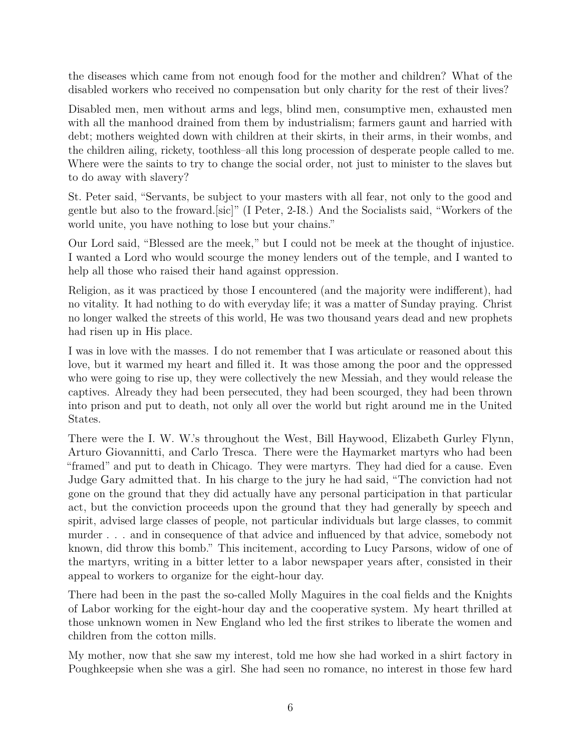the diseases which came from not enough food for the mother and children? What of the disabled workers who received no compensation but only charity for the rest of their lives?

Disabled men, men without arms and legs, blind men, consumptive men, exhausted men with all the manhood drained from them by industrialism; farmers gaunt and harried with debt; mothers weighted down with children at their skirts, in their arms, in their wombs, and the children ailing, rickety, toothless–all this long procession of desperate people called to me. Where were the saints to try to change the social order, not just to minister to the slaves but to do away with slavery?

St. Peter said, "Servants, be subject to your masters with all fear, not only to the good and gentle but also to the froward.[sic]" (I Peter, 2-I8.) And the Socialists said, "Workers of the world unite, you have nothing to lose but your chains."

Our Lord said, "Blessed are the meek," but I could not be meek at the thought of injustice. I wanted a Lord who would scourge the money lenders out of the temple, and I wanted to help all those who raised their hand against oppression.

Religion, as it was practiced by those I encountered (and the majority were indifferent), had no vitality. It had nothing to do with everyday life; it was a matter of Sunday praying. Christ no longer walked the streets of this world, He was two thousand years dead and new prophets had risen up in His place.

I was in love with the masses. I do not remember that I was articulate or reasoned about this love, but it warmed my heart and filled it. It was those among the poor and the oppressed who were going to rise up, they were collectively the new Messiah, and they would release the captives. Already they had been persecuted, they had been scourged, they had been thrown into prison and put to death, not only all over the world but right around me in the United States.

There were the I. W. W.'s throughout the West, Bill Haywood, Elizabeth Gurley Flynn, Arturo Giovannitti, and Carlo Tresca. There were the Haymarket martyrs who had been "framed" and put to death in Chicago. They were martyrs. They had died for a cause. Even Judge Gary admitted that. In his charge to the jury he had said, "The conviction had not gone on the ground that they did actually have any personal participation in that particular act, but the conviction proceeds upon the ground that they had generally by speech and spirit, advised large classes of people, not particular individuals but large classes, to commit murder . . . and in consequence of that advice and influenced by that advice, somebody not known, did throw this bomb." This incitement, according to Lucy Parsons, widow of one of the martyrs, writing in a bitter letter to a labor newspaper years after, consisted in their appeal to workers to organize for the eight-hour day.

There had been in the past the so-called Molly Maguires in the coal fields and the Knights of Labor working for the eight-hour day and the cooperative system. My heart thrilled at those unknown women in New England who led the first strikes to liberate the women and children from the cotton mills.

My mother, now that she saw my interest, told me how she had worked in a shirt factory in Poughkeepsie when she was a girl. She had seen no romance, no interest in those few hard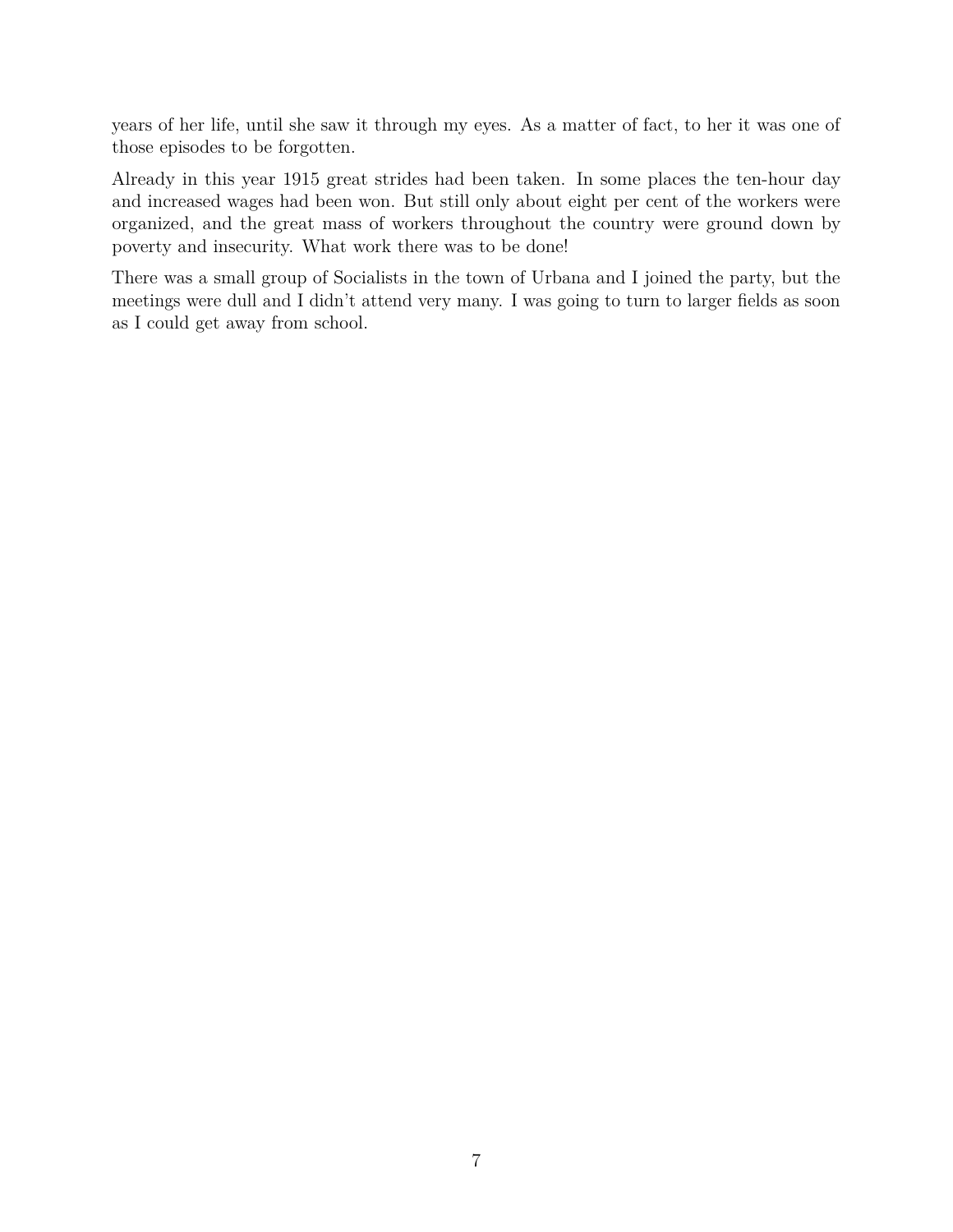years of her life, until she saw it through my eyes. As a matter of fact, to her it was one of those episodes to be forgotten.

Already in this year 1915 great strides had been taken. In some places the ten-hour day and increased wages had been won. But still only about eight per cent of the workers were organized, and the great mass of workers throughout the country were ground down by poverty and insecurity. What work there was to be done!

There was a small group of Socialists in the town of Urbana and I joined the party, but the meetings were dull and I didn't attend very many. I was going to turn to larger fields as soon as I could get away from school.